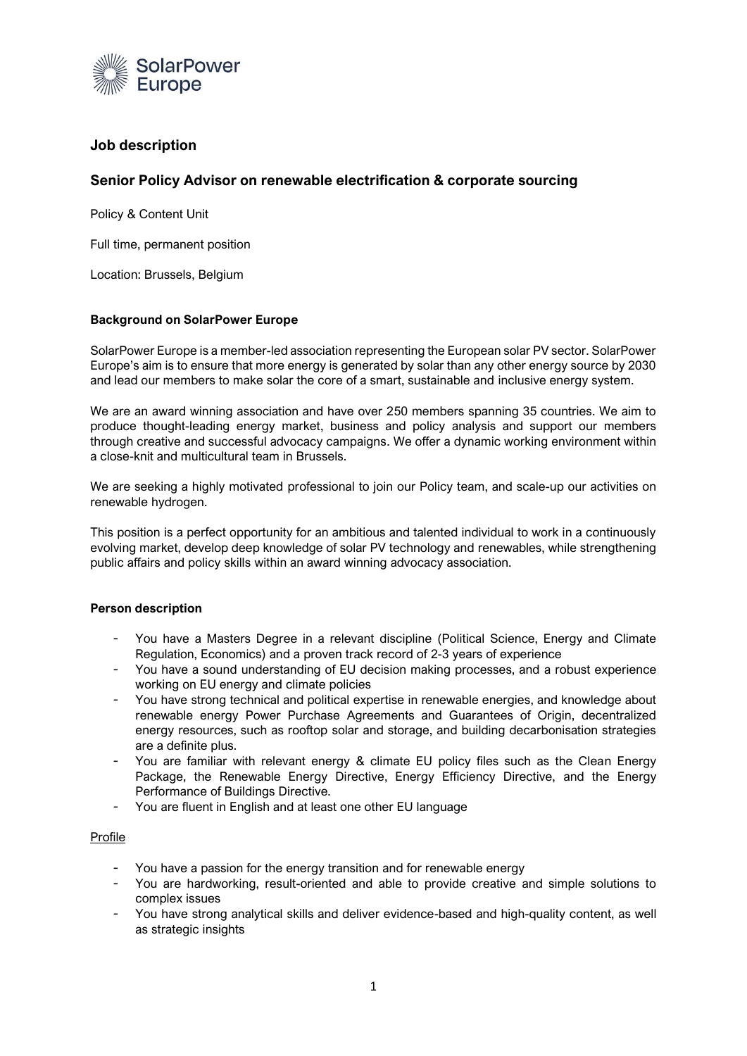SolarPower Europe

## Job description

## Senior Policy Advisor on renewable electrification & corporate sourcing

Policy & Content Unit

Full time, permanent position

Location: Brussels, Belgium

### Background on SolarPower Europe

SolarPower Europe is a member-led association representing the European solar PV sector. SolarPower Europe's aim is to ensure that more energy is generated by solar than any other energy source by 2030 and lead our members to make solar the core of a smart, sustainable and inclusive energy system.

We are an award winning association and have over 250 members spanning 35 countries. We aim to produce thought-leading energy market, business and policy analysis and support our members through creative and successful advocacy campaigns. We offer a dynamic working environment within a close-knit and multicultural team in Brussels.

We are seeking a highly motivated professional to join our Policy team, and scale-up our activities on renewable hydrogen.

This position is a perfect opportunity for an ambitious and talented individual to work in a continuously evolving market, develop deep knowledge of solar PV technology and renewables, while strengthening public affairs and policy skills within an award winning advocacy association.

### Person description

- You have a Masters Degree in a relevant discipline (Political Science, Energy and Climate Regulation, Economics) and a proven track record of 2-3 years of experience
- You have a sound understanding of EU decision making processes, and a robust experience working on EU energy and climate policies
- You have strong technical and political expertise in renewable energies, and knowledge about renewable energy Power Purchase Agreements and Guarantees of Origin, decentralized energy resources, such as rooftop solar and storage, and building decarbonisation strategies are a definite plus.
- You are familiar with relevant energy & climate EU policy files such as the Clean Energy Package, the Renewable Energy Directive, Energy Efficiency Directive, and the Energy Performance of Buildings Directive.
- You are fluent in English and at least one other EU language

Profile

- You have a passion for the energy transition and for renewable energy
- You are hardworking, result-oriented and able to provide creative and simple solutions to complex issues
- You have strong analytical skills and deliver evidence-based and high-quality content, as well as strategic insights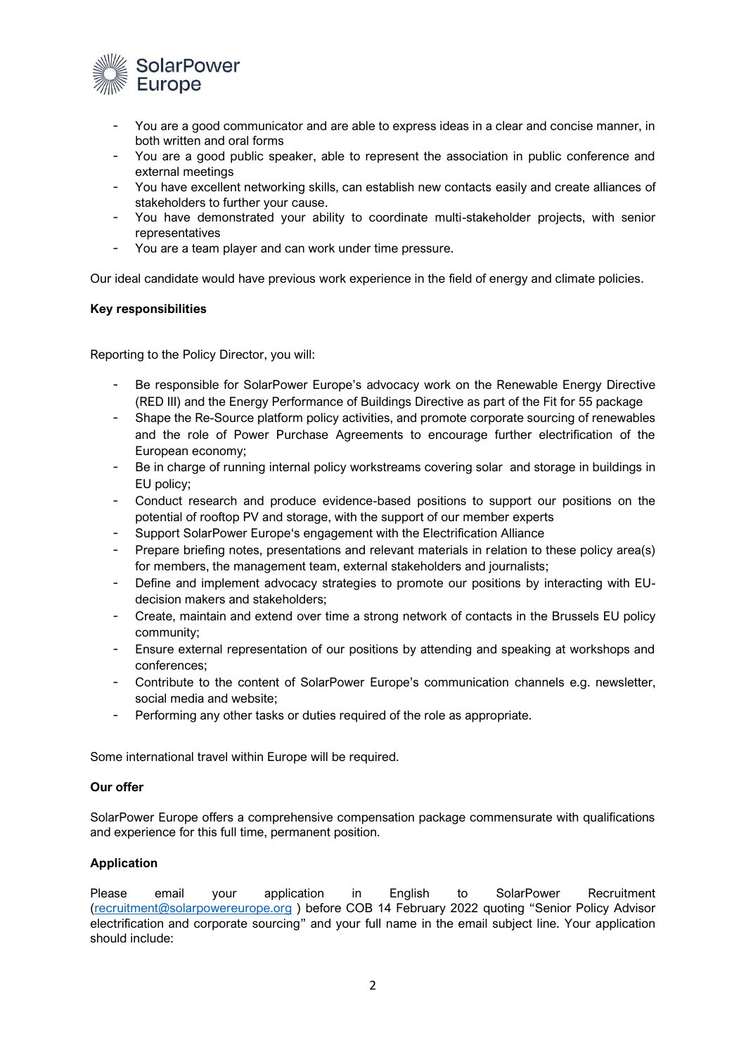- You are a good communicator and are able to express ideas in a clear and concise manner, in both written and oral forms
- You are a good public speaker, able to represent the association in public conference and external meetings
- You have excellent networking skills, can establish new contacts easily and create alliances of stakeholders to further your cause.
- You have demonstrated your ability to coordinate multi-stakeholder projects, with senior representatives
- You are a team player and can work under time pressure.

Our ideal candidate would have previous work experience in the field of energy and climate policies.

**Key responsibilities**

Reporting to the Policy Director, you will:

- Be responsible for SolarPower Europe's advocacy work on the Renewable Energy Directive (RED III) and the Energy Performance of Buildings Directive as part of the Fit for 55 package
- Shape the Re-Source platform policy activities, and promote corporate sourcing of renewables and the role of Power Purchase Agreements to encourage further electrification of the European economy;
- Be in charge of running internal policy workstreams covering solar and storage in buildings in EU policy;
- Conduct research and produce evidence-based positions to support our positions on the potential of rooftop PV and storage, with the support of our member experts
- Support SolarPower Europe's engagement with the Electrification Alliance
- Prepare briefing notes, presentations and relevant materials in relation to these policy area(s) for members, the management team, external stakeholders and journalists;
- Define and implement advocacy strategies to promote our positions by interacting with EU-decision makers and stakeholders;
- Create, maintain and extend over time a strong network of contacts in the Brussels EU policy community;
- Ensure external representation of our positions by attending and speaking at workshops and conferences;
- Contribute to the content of SolarPower Europe's communication channels e.g. newsletter, social media and website;
- Performing any other tasks or duties required of the role as appropriate.

Some international travel within Europe will be required.

**Our offer**

SolarPower Europe offers a comprehensive compensation package commensurate with qualifications and experience for this full time, permanent position.

**Application**

Please email your application in English to SolarPower Recruitment (recruitment@solarpowereurope.org ) before COB 14 February 2022 quoting "Senior Policy Advisor electrification and corporate sourcing" and your full name in the email subject line. Your application should include: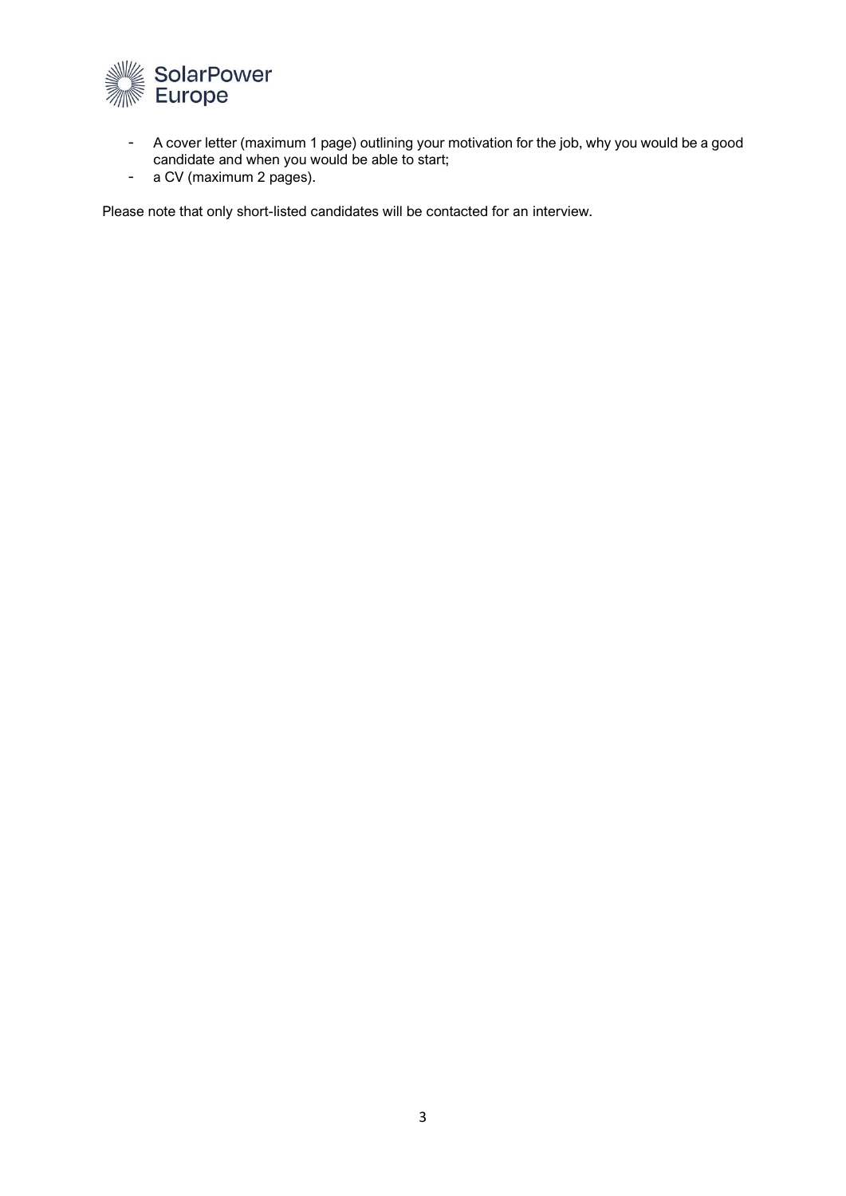- A cover letter (maximum 1 page) outlining your motivation for the job, why you would be a good candidate and when you would be able to start;
- a CV (maximum 2 pages).

Please note that only short-listed candidates will be contacted for an interview.